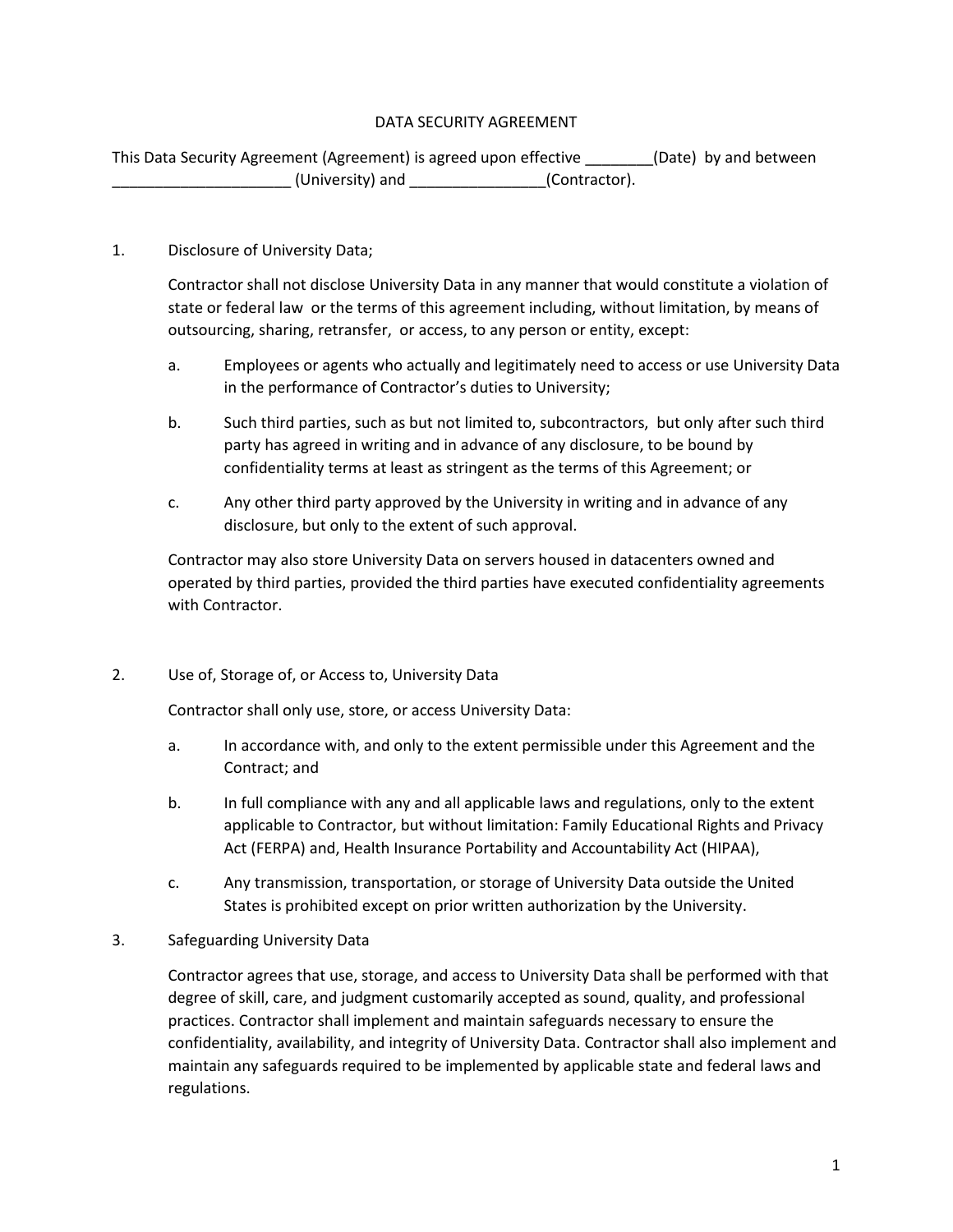# DATA SECURITY AGREEMENT

This Data Security Agreement (Agreement) is agreed upon effective ________(Date) by and between _____________________ (University) and ________________(Contractor).

1. Disclosure of University Data;

   Contractor shall not disclose University Data in any manner that would constitute a violation of state or federal law or the terms of this agreement including, without limitation, by means of outsourcing, sharing, retransfer, or access, to any person or entity, except:

   a. Employees or agents who actually and legitimately need to access or use University Data in the performance of Contractor's duties to University;

   b. Such third parties, such as but not limited to, subcontractors, but only after such third party has agreed in writing and in advance of any disclosure, to be bound by confidentiality terms at least as stringent as the terms of this Agreement; or

   c. Any other third party approved by the University in writing and in advance of any disclosure, but only to the extent of such approval.

   Contractor may also store University Data on servers housed in datacenters owned and operated by third parties, provided the third parties have executed confidentiality agreements with Contractor.

2. Use of, Storage of, or Access to, University Data

   Contractor shall only use, store, or access University Data:

   a. In accordance with, and only to the extent permissible under this Agreement and the Contract; and

   b. In full compliance with any and all applicable laws and regulations, only to the extent applicable to Contractor, but without limitation: Family Educational Rights and Privacy Act (FERPA) and, Health Insurance Portability and Accountability Act (HIPAA),

   c. Any transmission, transportation, or storage of University Data outside the United States is prohibited except on prior written authorization by the University.

3. Safeguarding University Data

   Contractor agrees that use, storage, and access to University Data shall be performed with that degree of skill, care, and judgment customarily accepted as sound, quality, and professional practices. Contractor shall implement and maintain safeguards necessary to ensure the confidentiality, availability, and integrity of University Data. Contractor shall also implement and maintain any safeguards required to be implemented by applicable state and federal laws and regulations.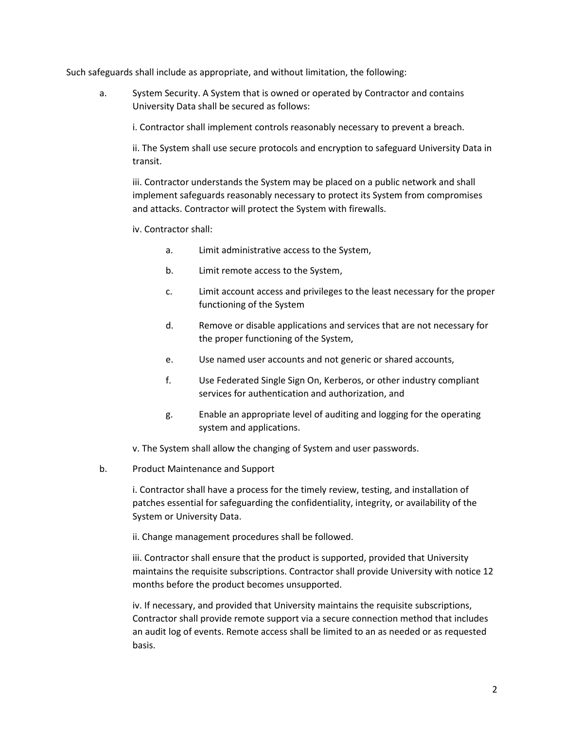Such safeguards shall include as appropriate, and without limitation, the following:

a. System Security. A System that is owned or operated by Contractor and contains University Data shall be secured as follows:

   i. Contractor shall implement controls reasonably necessary to prevent a breach.

   ii. The System shall use secure protocols and encryption to safeguard University Data in transit.

   iii. Contractor understands the System may be placed on a public network and shall implement safeguards reasonably necessary to protect its System from compromises and attacks. Contractor will protect the System with firewalls.

   iv. Contractor shall:

      a. Limit administrative access to the System,

      b. Limit remote access to the System,

      c. Limit account access and privileges to the least necessary for the proper functioning of the System

      d. Remove or disable applications and services that are not necessary for the proper functioning of the System,

      e. Use named user accounts and not generic or shared accounts,

      f. Use Federated Single Sign On, Kerberos, or other industry compliant services for authentication and authorization, and

      g. Enable an appropriate level of auditing and logging for the operating system and applications.

   v. The System shall allow the changing of System and user passwords.

b. Product Maintenance and Support

   i. Contractor shall have a process for the timely review, testing, and installation of patches essential for safeguarding the confidentiality, integrity, or availability of the System or University Data.

   ii. Change management procedures shall be followed.

   iii. Contractor shall ensure that the product is supported, provided that University maintains the requisite subscriptions. Contractor shall provide University with notice 12 months before the product becomes unsupported.

   iv. If necessary, and provided that University maintains the requisite subscriptions, Contractor shall provide remote support via a secure connection method that includes an audit log of events. Remote access shall be limited to an as needed or as requested basis.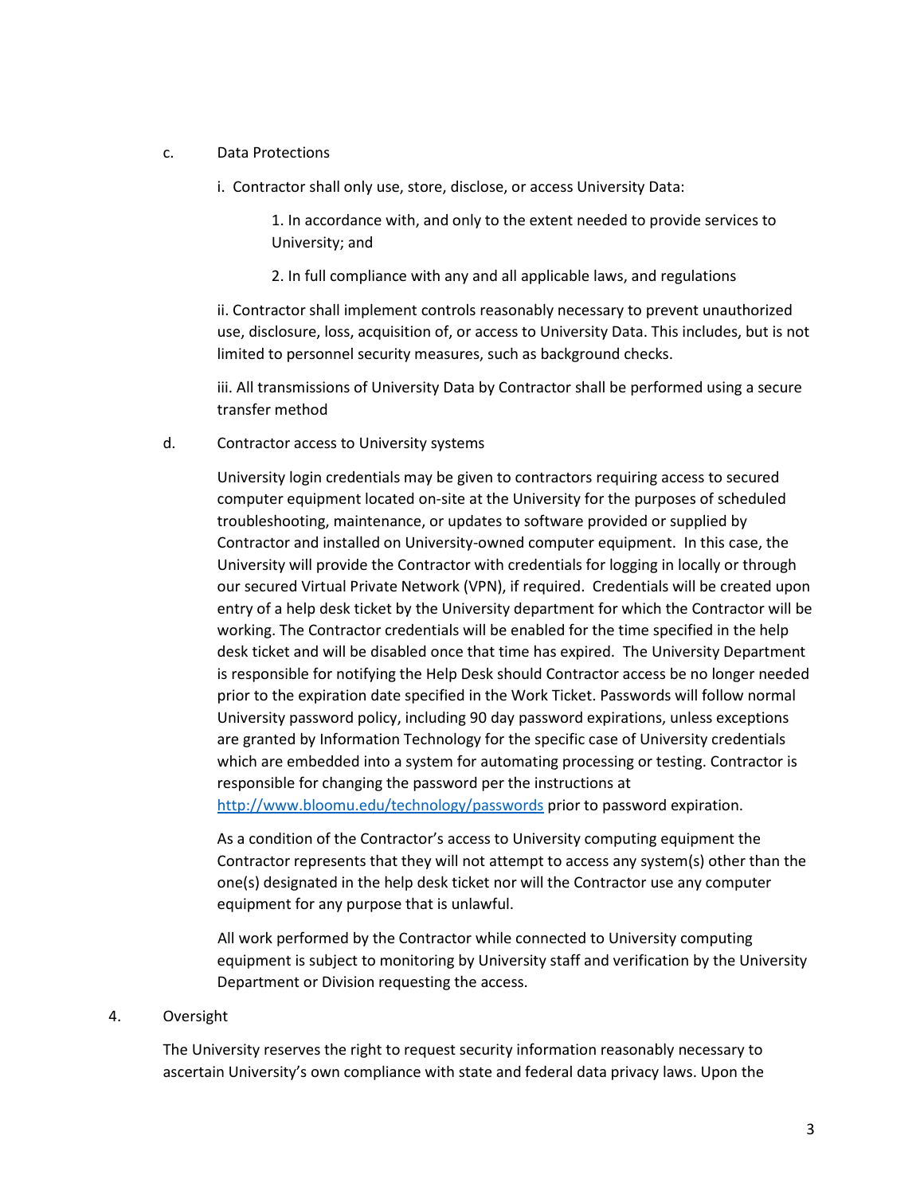c. Data Protections

i. Contractor shall only use, store, disclose, or access University Data:

1. In accordance with, and only to the extent needed to provide services to University; and

2. In full compliance with any and all applicable laws, and regulations

ii. Contractor shall implement controls reasonably necessary to prevent unauthorized use, disclosure, loss, acquisition of, or access to University Data. This includes, but is not limited to personnel security measures, such as background checks.

iii. All transmissions of University Data by Contractor shall be performed using a secure transfer method

d. Contractor access to University systems

University login credentials may be given to contractors requiring access to secured computer equipment located on-site at the University for the purposes of scheduled troubleshooting, maintenance, or updates to software provided or supplied by Contractor and installed on University-owned computer equipment. In this case, the University will provide the Contractor with credentials for logging in locally or through our secured Virtual Private Network (VPN), if required. Credentials will be created upon entry of a help desk ticket by the University department for which the Contractor will be working. The Contractor credentials will be enabled for the time specified in the help desk ticket and will be disabled once that time has expired. The University Department is responsible for notifying the Help Desk should Contractor access be no longer needed prior to the expiration date specified in the Work Ticket. Passwords will follow normal University password policy, including 90 day password expirations, unless exceptions are granted by Information Technology for the specific case of University credentials which are embedded into a system for automating processing or testing. Contractor is responsible for changing the password per the instructions at [http://www.bloomu.edu/technology/passwords](http://www.bloomu.edu/technology/passwords) prior to password expiration.

As a condition of the Contractor's access to University computing equipment the Contractor represents that they will not attempt to access any system(s) other than the one(s) designated in the help desk ticket nor will the Contractor use any computer equipment for any purpose that is unlawful.

All work performed by the Contractor while connected to University computing equipment is subject to monitoring by University staff and verification by the University Department or Division requesting the access.

4. Oversight

The University reserves the right to request security information reasonably necessary to ascertain University's own compliance with state and federal data privacy laws. Upon the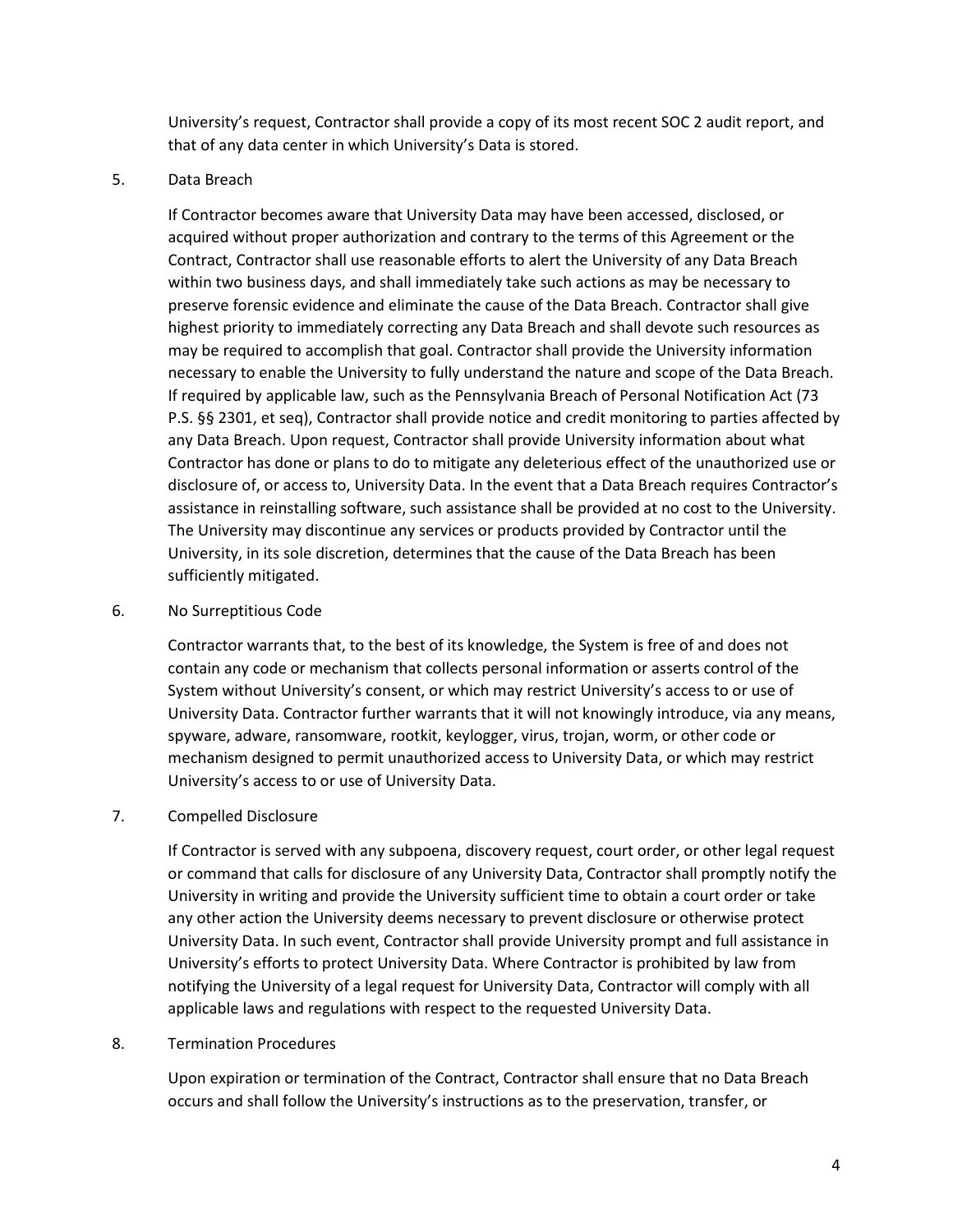University's request, Contractor shall provide a copy of its most recent SOC 2 audit report, and that of any data center in which University's Data is stored.

5. Data Breach

If Contractor becomes aware that University Data may have been accessed, disclosed, or acquired without proper authorization and contrary to the terms of this Agreement or the Contract, Contractor shall use reasonable efforts to alert the University of any Data Breach within two business days, and shall immediately take such actions as may be necessary to preserve forensic evidence and eliminate the cause of the Data Breach. Contractor shall give highest priority to immediately correcting any Data Breach and shall devote such resources as may be required to accomplish that goal. Contractor shall provide the University information necessary to enable the University to fully understand the nature and scope of the Data Breach. If required by applicable law, such as the Pennsylvania Breach of Personal Notification Act (73 P.S. §§ 2301, et seq), Contractor shall provide notice and credit monitoring to parties affected by any Data Breach. Upon request, Contractor shall provide University information about what Contractor has done or plans to do to mitigate any deleterious effect of the unauthorized use or disclosure of, or access to, University Data. In the event that a Data Breach requires Contractor's assistance in reinstalling software, such assistance shall be provided at no cost to the University. The University may discontinue any services or products provided by Contractor until the University, in its sole discretion, determines that the cause of the Data Breach has been sufficiently mitigated.

6. No Surreptitious Code

Contractor warrants that, to the best of its knowledge, the System is free of and does not contain any code or mechanism that collects personal information or asserts control of the System without University's consent, or which may restrict University's access to or use of University Data. Contractor further warrants that it will not knowingly introduce, via any means, spyware, adware, ransomware, rootkit, keylogger, virus, trojan, worm, or other code or mechanism designed to permit unauthorized access to University Data, or which may restrict University's access to or use of University Data.

7. Compelled Disclosure

If Contractor is served with any subpoena, discovery request, court order, or other legal request or command that calls for disclosure of any University Data, Contractor shall promptly notify the University in writing and provide the University sufficient time to obtain a court order or take any other action the University deems necessary to prevent disclosure or otherwise protect University Data. In such event, Contractor shall provide University prompt and full assistance in University's efforts to protect University Data. Where Contractor is prohibited by law from notifying the University of a legal request for University Data, Contractor will comply with all applicable laws and regulations with respect to the requested University Data.

8. Termination Procedures

Upon expiration or termination of the Contract, Contractor shall ensure that no Data Breach occurs and shall follow the University's instructions as to the preservation, transfer, or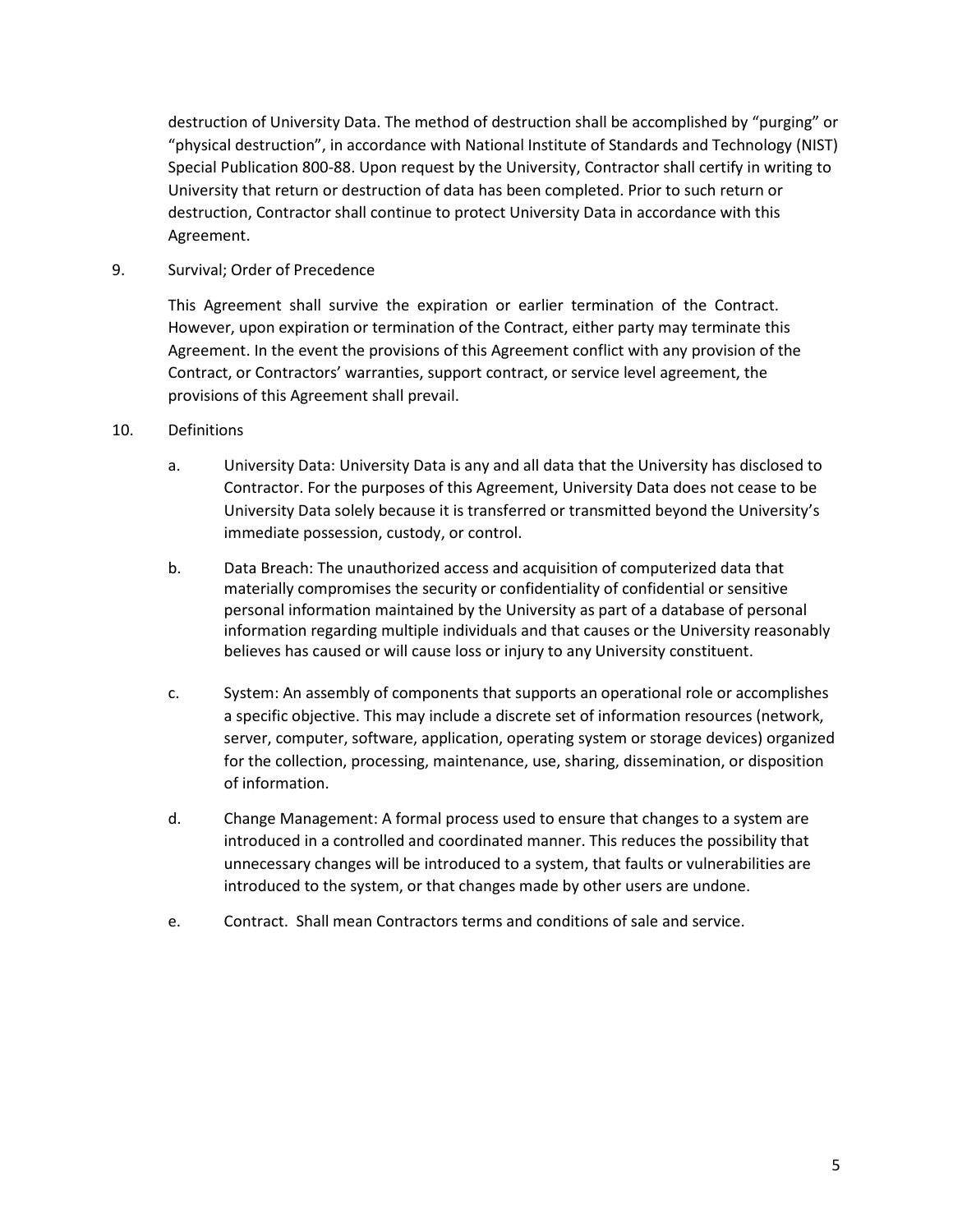destruction of University Data. The method of destruction shall be accomplished by "purging" or "physical destruction", in accordance with National Institute of Standards and Technology (NIST) Special Publication 800-88. Upon request by the University, Contractor shall certify in writing to University that return or destruction of data has been completed. Prior to such return or destruction, Contractor shall continue to protect University Data in accordance with this Agreement.

9. Survival; Order of Precedence

   This Agreement shall survive the expiration or earlier termination of the Contract. However, upon expiration or termination of the Contract, either party may terminate this Agreement. In the event the provisions of this Agreement conflict with any provision of the Contract, or Contractors' warranties, support contract, or service level agreement, the provisions of this Agreement shall prevail.

10. Definitions

    a. University Data: University Data is any and all data that the University has disclosed to Contractor. For the purposes of this Agreement, University Data does not cease to be University Data solely because it is transferred or transmitted beyond the University's immediate possession, custody, or control.

    b. Data Breach: The unauthorized access and acquisition of computerized data that materially compromises the security or confidentiality of confidential or sensitive personal information maintained by the University as part of a database of personal information regarding multiple individuals and that causes or the University reasonably believes has caused or will cause loss or injury to any University constituent.

    c. System: An assembly of components that supports an operational role or accomplishes a specific objective. This may include a discrete set of information resources (network, server, computer, software, application, operating system or storage devices) organized for the collection, processing, maintenance, use, sharing, dissemination, or disposition of information.

    d. Change Management: A formal process used to ensure that changes to a system are introduced in a controlled and coordinated manner. This reduces the possibility that unnecessary changes will be introduced to a system, that faults or vulnerabilities are introduced to the system, or that changes made by other users are undone.

    e. Contract. Shall mean Contractors terms and conditions of sale and service.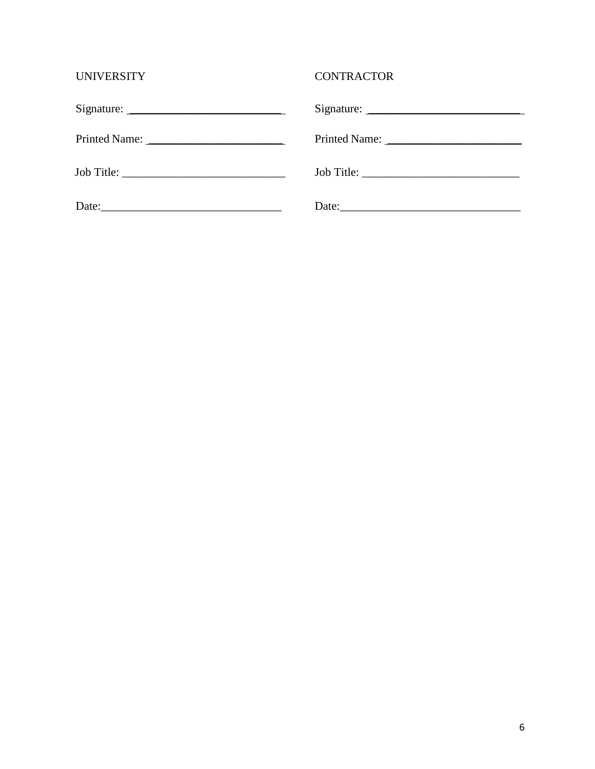| UNIVERSITY | CONTRACTOR |
|---|---|
| Signature: ___________________________ | Signature: ___________________________ |
| Printed Name: ________________________ | Printed Name: ________________________ |
| Job Title: ____________________________ | Job Title: ___________________________ |
| Date:_______________________________ | Date:_______________________________ |